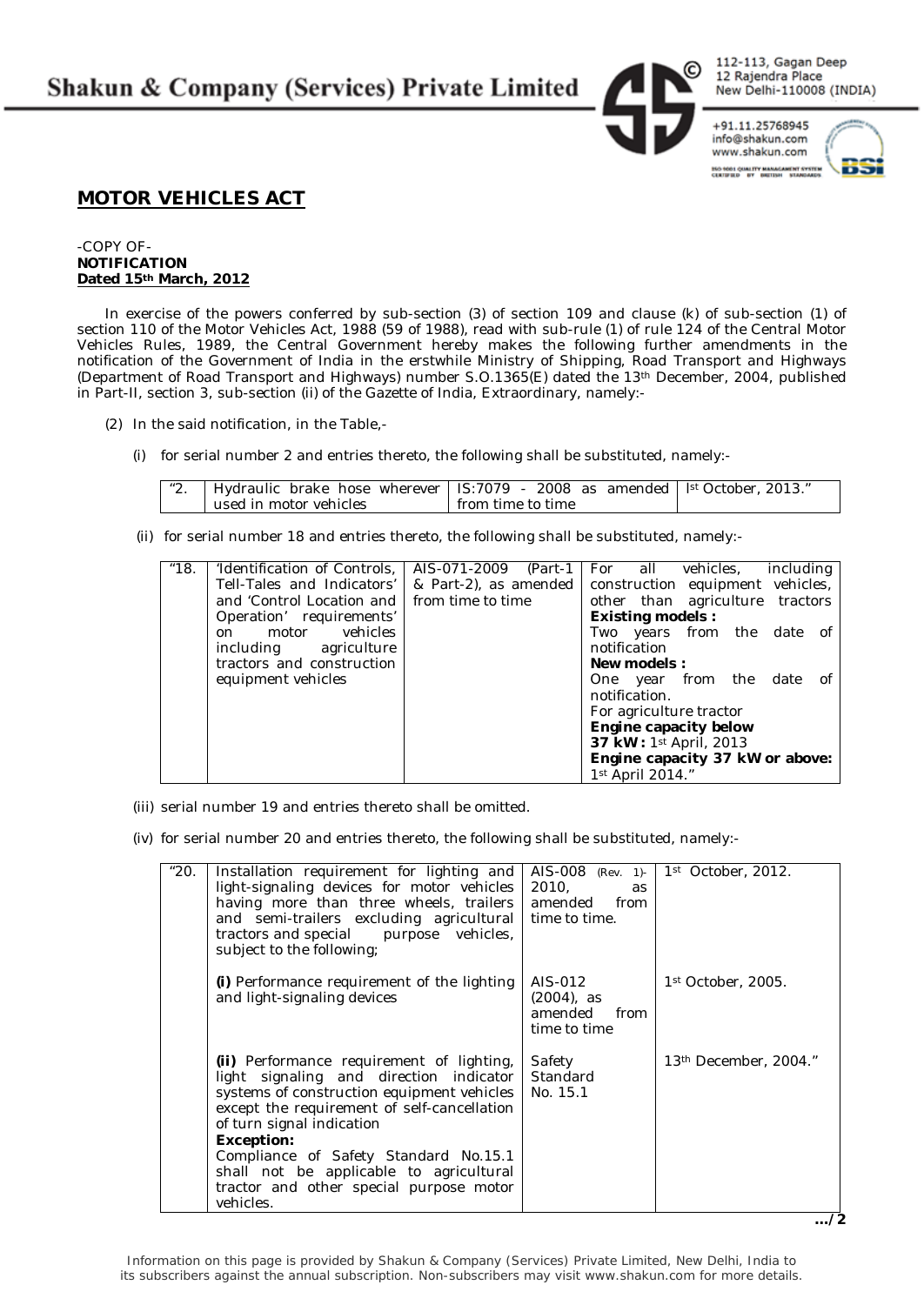## MOTOR VEHICLES ACT

-COPY OF-
**NOTIFICATION**
**Dated 15th March, 2012**

In exercise of the powers conferred by sub-section (3) of section 109 and clause (k) of sub-section (1) of section 110 of the Motor Vehicles Act, 1988 (59 of 1988), read with sub-rule (1) of rule 124 of the Central Motor Vehicles Rules, 1989, the Central Government hereby makes the following further amendments in the notification of the Government of India in the erstwhile Ministry of Shipping, Road Transport and Highways (Department of Road Transport and Highways) number S.O.1365(E) dated the 13th December, 2004, published in Part-II, section 3, sub-section (ii) of the Gazette of India, Extraordinary, namely:-

(2) In the said notification, in the Table,-

(i) for serial number 2 and entries thereto, the following shall be substituted, namely:-

| | | | |
|---|---|---|---|
| "2. | Hydraulic brake hose wherever used in motor vehicles | IS:7079 - 2008 as amended from time to time | Ist October, 2013." |

(ii) for serial number 18 and entries thereto, the following shall be substituted, namely:-

| | | | |
|---|---|---|---|
| "18. | 'Identification of Controls, Tell-Tales and Indicators' and 'Control Location and Operation' requirements' on motor vehicles including agriculture tractors and construction equipment vehicles | AIS-071-2009 (Part-1 & Part-2), as amended from time to time | For all vehicles, including construction equipment vehicles, other than agriculture tractors<br>**Existing models :**<br>Two years from the date of notification<br>**New models :**<br>One year from the date of notification.<br>For agriculture tractor<br>**Engine capacity below 37 kW:** 1st April, 2013<br>**Engine capacity 37 kW or above:** 1st April 2014." |

(iii) serial number 19 and entries thereto shall be omitted.

(iv) for serial number 20 and entries thereto, the following shall be substituted, namely:-

| | | | |
|---|---|---|---|
| "20. | Installation requirement for lighting and light-signaling devices for motor vehicles having more than three wheels, trailers and semi-trailers excluding agricultural tractors and special purpose vehicles, subject to the following; | AIS-008 (Rev. 1)-2010, as amended from time to time. | 1st October, 2012. |
| | **(i)** Performance requirement of the lighting and light-signaling devices | AIS-012 (2004), as amended from time to time | 1st October, 2005. |
| | **(ii)** Performance requirement of lighting, light signaling and direction indicator systems of construction equipment vehicles except the requirement of self-cancellation of turn signal indication<br>**Exception:**<br>Compliance of Safety Standard No.15.1 shall not be applicable to agricultural tractor and other special purpose motor vehicles. | Safety Standard No. 15.1 | 13th December, 2004." |

.../2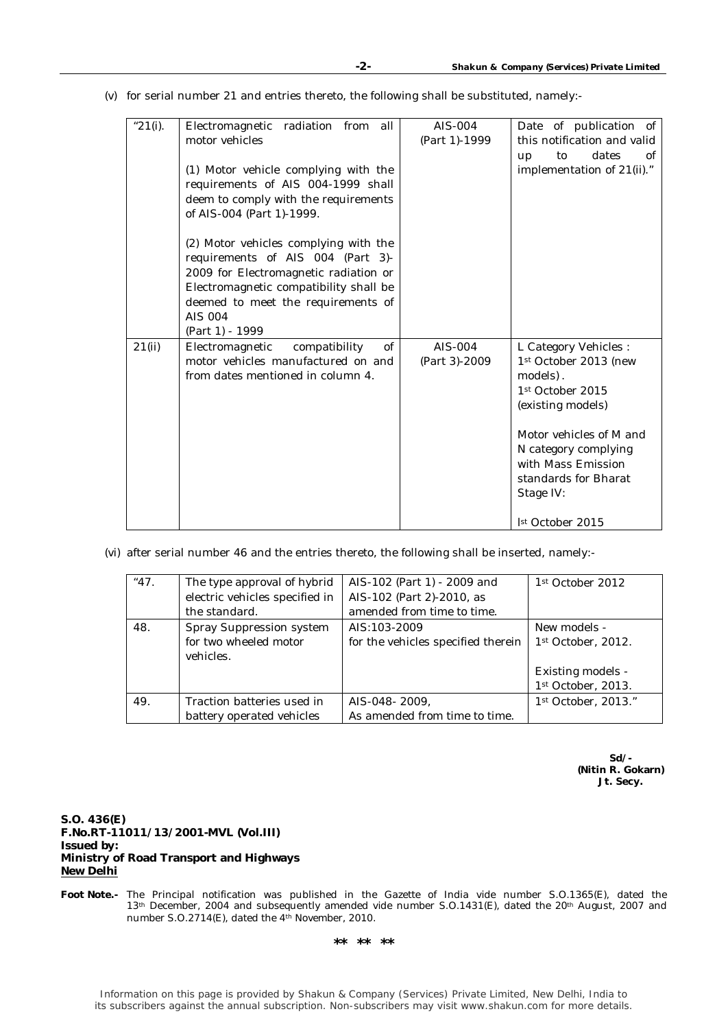(v) for serial number 21 and entries thereto, the following shall be substituted, namely:-

| | | | |
|---|---|---|---|
| "21(i). | Electromagnetic radiation from all motor vehicles<br><br>(1) Motor vehicle complying with the requirements of AIS 004-1999 shall deem to comply with the requirements of AIS-004 (Part 1)-1999.<br><br>(2) Motor vehicles complying with the requirements of AIS 004 (Part 3)-2009 for Electromagnetic radiation or Electromagnetic compatibility shall be deemed to meet the requirements of AIS 004 (Part 1) - 1999 | AIS-004 (Part 1)-1999 | Date of publication of this notification and valid up to dates of implementation of 21(ii)." |
| 21(ii) | Electromagnetic compatibility of motor vehicles manufactured on and from dates mentioned in column 4. | AIS-004 (Part 3)-2009 | L Category Vehicles :<br>1st October 2013 (new models).<br>1st October 2015 (existing models)<br><br>Motor vehicles of M and N category complying with Mass Emission standards for Bharat Stage IV:<br><br>Ist October 2015 |

(vi) after serial number 46 and the entries thereto, the following shall be inserted, namely:-

| | | | |
|---|---|---|---|
| "47. | The type approval of hybrid electric vehicles specified in the standard. | AIS-102 (Part 1) - 2009 and AIS-102 (Part 2)-2010, as amended from time to time. | 1st October 2012 |
| 48. | Spray Suppression system for two wheeled motor vehicles. | AIS:103-2009 for the vehicles specified therein | New models - 1st October, 2012.<br><br>Existing models - 1st October, 2013. |
| 49. | Traction batteries used in battery operated vehicles | AIS-048- 2009, As amended from time to time. | 1st October, 2013." |

**Sd/-**
**(Nitin R. Gokarn)**
**Jt. Secy.**

**S.O. 436(E)**
**F.No.RT-11011/13/2001-MVL (Vol.III)**
**Issued by:**
**Ministry of Road Transport and Highways**
**New Delhi**

**Foot Note.-** The Principal notification was published in the Gazette of India vide number S.O.1365(E), dated the 13th December, 2004 and subsequently amended vide number S.O.1431(E), dated the 20th August, 2007 and number S.O.2714(E), dated the 4th November, 2010.

** ** **